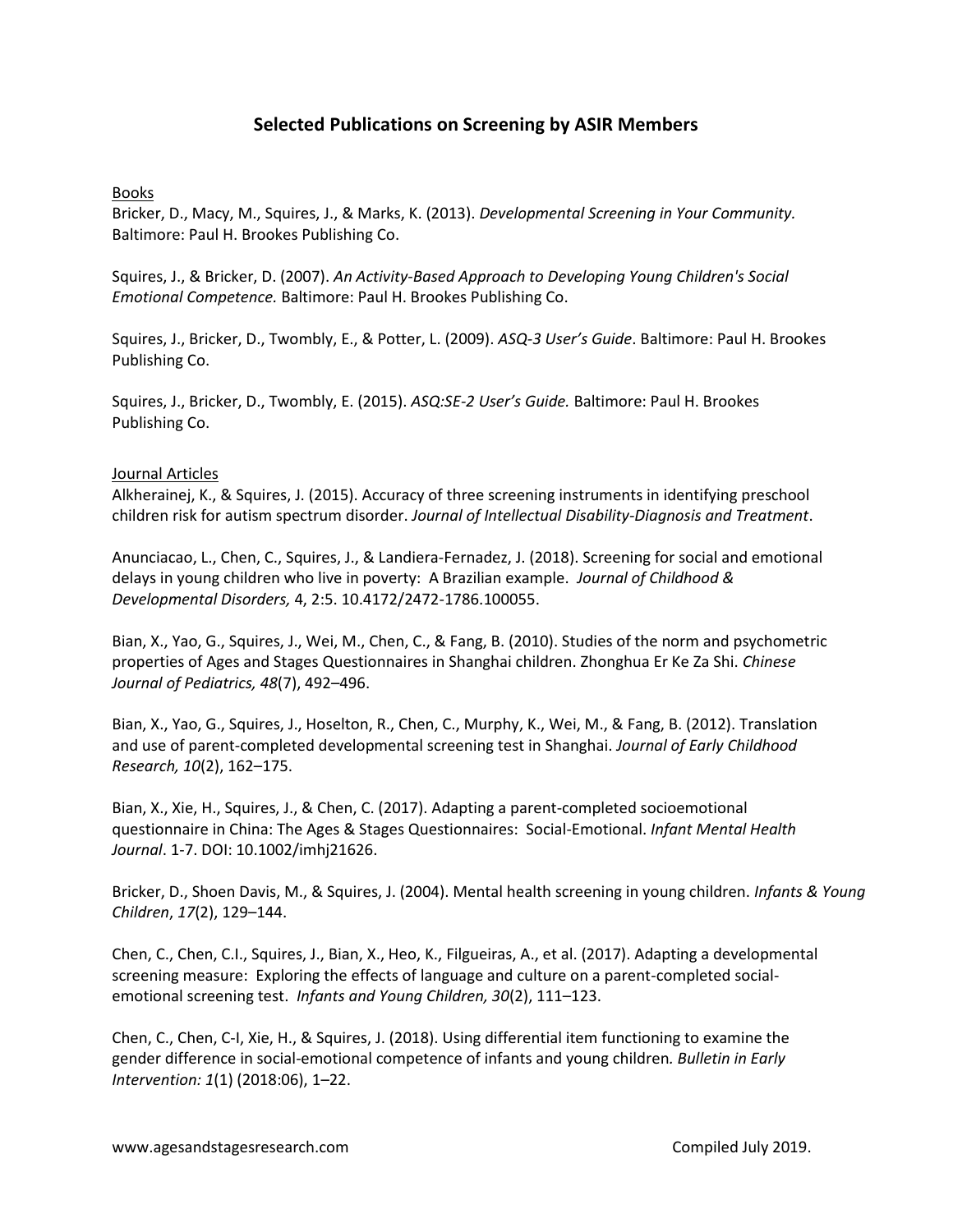# Selected Publications on Screening by ASIR Members

## Books

Bricker, D., Macy, M., Squires, J., & Marks, K. (2013). *Developmental Screening in Your Community.* Baltimore: Paul H. Brookes Publishing Co.

Squires, J., & Bricker, D. (2007). *An Activity-Based Approach to Developing Young Children's Social Emotional Competence.* Baltimore: Paul H. Brookes Publishing Co.

Squires, J., Bricker, D., Twombly, E., & Potter, L. (2009). *ASQ-3 User's Guide*. Baltimore: Paul H. Brookes Publishing Co.

Squires, J., Bricker, D., Twombly, E. (2015). *ASQ:SE-2 User's Guide.* Baltimore: Paul H. Brookes Publishing Co.

## Journal Articles

Alkherainej, K., & Squires, J. (2015). Accuracy of three screening instruments in identifying preschool children risk for autism spectrum disorder. *Journal of Intellectual Disability-Diagnosis and Treatment*.

Anunciacao, L., Chen, C., Squires, J., & Landiera-Fernadez, J. (2018). Screening for social and emotional delays in young children who live in poverty: A Brazilian example. *Journal of Childhood & Developmental Disorders,* 4, 2:5. 10.4172/2472-1786.100055.

Bian, X., Yao, G., Squires, J., Wei, M., Chen, C., & Fang, B. (2010). Studies of the norm and psychometric properties of Ages and Stages Questionnaires in Shanghai children. Zhonghua Er Ke Za Shi. *Chinese Journal of Pediatrics, 48*(7), 492–496.

Bian, X., Yao, G., Squires, J., Hoselton, R., Chen, C., Murphy, K., Wei, M., & Fang, B. (2012). Translation and use of parent-completed developmental screening test in Shanghai. *Journal of Early Childhood Research, 10*(2), 162–175.

Bian, X., Xie, H., Squires, J., & Chen, C. (2017). Adapting a parent-completed socioemotional questionnaire in China: The Ages & Stages Questionnaires: Social-Emotional. *Infant Mental Health Journal*. 1-7. DOI: 10.1002/imhj21626.

Bricker, D., Shoen Davis, M., & Squires, J. (2004). Mental health screening in young children. *Infants & Young Children*, *17*(2), 129–144.

Chen, C., Chen, C.I., Squires, J., Bian, X., Heo, K., Filgueiras, A., et al. (2017). Adapting a developmental screening measure: Exploring the effects of language and culture on a parent-completed social-emotional screening test. *Infants and Young Children, 30*(2), 111–123.

Chen, C., Chen, C-I, Xie, H., & Squires, J. (2018). Using differential item functioning to examine the gender difference in social-emotional competence of infants and young children. *Bulletin in Early Intervention: 1*(1) (2018:06), 1–22.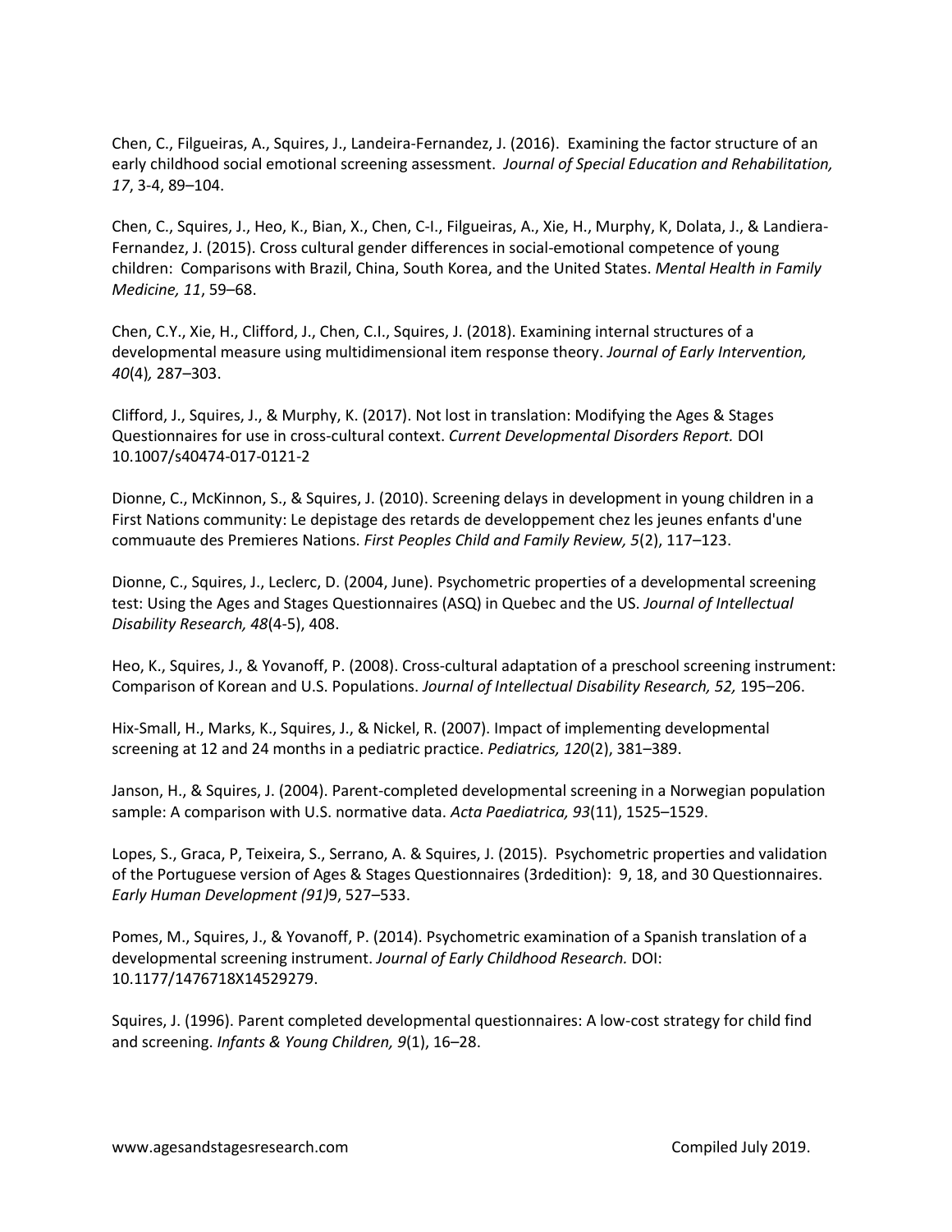Chen, C., Filgueiras, A., Squires, J., Landeira-Fernandez, J. (2016). Examining the factor structure of an early childhood social emotional screening assessment. *Journal of Special Education and Rehabilitation, 17*, 3-4, 89–104.

Chen, C., Squires, J., Heo, K., Bian, X., Chen, C-I., Filgueiras, A., Xie, H., Murphy, K, Dolata, J., & Landiera-Fernandez, J. (2015). Cross cultural gender differences in social-emotional competence of young children: Comparisons with Brazil, China, South Korea, and the United States. *Mental Health in Family Medicine, 11*, 59–68.

Chen, C.Y., Xie, H., Clifford, J., Chen, C.I., Squires, J. (2018). Examining internal structures of a developmental measure using multidimensional item response theory. *Journal of Early Intervention, 40*(4), 287–303.

Clifford, J., Squires, J., & Murphy, K. (2017). Not lost in translation: Modifying the Ages & Stages Questionnaires for use in cross-cultural context. *Current Developmental Disorders Report.* DOI 10.1007/s40474-017-0121-2

Dionne, C., McKinnon, S., & Squires, J. (2010). Screening delays in development in young children in a First Nations community: Le depistage des retards de developpement chez les jeunes enfants d'une commuaute des Premieres Nations. *First Peoples Child and Family Review, 5*(2), 117–123.

Dionne, C., Squires, J., Leclerc, D. (2004, June). Psychometric properties of a developmental screening test: Using the Ages and Stages Questionnaires (ASQ) in Quebec and the US. *Journal of Intellectual Disability Research, 48*(4-5), 408.

Heo, K., Squires, J., & Yovanoff, P. (2008). Cross-cultural adaptation of a preschool screening instrument: Comparison of Korean and U.S. Populations. *Journal of Intellectual Disability Research, 52,* 195–206.

Hix-Small, H., Marks, K., Squires, J., & Nickel, R. (2007). Impact of implementing developmental screening at 12 and 24 months in a pediatric practice. *Pediatrics, 120*(2), 381–389.

Janson, H., & Squires, J. (2004). Parent-completed developmental screening in a Norwegian population sample: A comparison with U.S. normative data. *Acta Paediatrica, 93*(11), 1525–1529.

Lopes, S., Graca, P, Teixeira, S., Serrano, A. & Squires, J. (2015). Psychometric properties and validation of the Portuguese version of Ages & Stages Questionnaires (3rdedition): 9, 18, and 30 Questionnaires. *Early Human Development (91)*9, 527–533.

Pomes, M., Squires, J., & Yovanoff, P. (2014). Psychometric examination of a Spanish translation of a developmental screening instrument. *Journal of Early Childhood Research.* DOI: 10.1177/1476718X14529279.

Squires, J. (1996). Parent completed developmental questionnaires: A low-cost strategy for child find and screening. *Infants & Young Children, 9*(1), 16–28.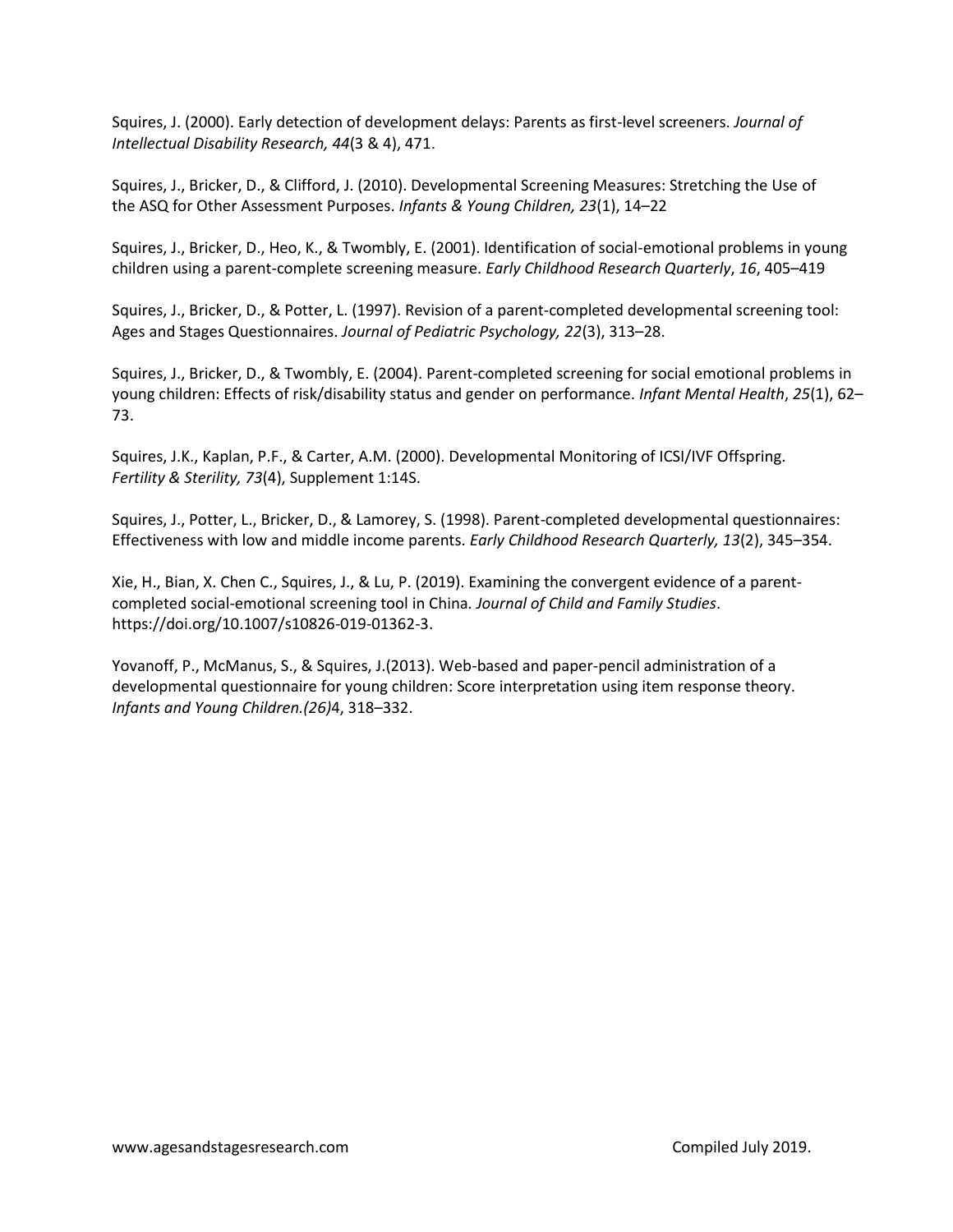Squires, J. (2000). Early detection of development delays: Parents as first-level screeners. *Journal of Intellectual Disability Research, 44*(3 & 4), 471.

Squires, J., Bricker, D., & Clifford, J. (2010). Developmental Screening Measures: Stretching the Use of the ASQ for Other Assessment Purposes. *Infants & Young Children, 23*(1), 14–22

Squires, J., Bricker, D., Heo, K., & Twombly, E. (2001). Identification of social-emotional problems in young children using a parent-complete screening measure. *Early Childhood Research Quarterly*, *16*, 405–419

Squires, J., Bricker, D., & Potter, L. (1997). Revision of a parent-completed developmental screening tool: Ages and Stages Questionnaires. *Journal of Pediatric Psychology, 22*(3), 313–28.

Squires, J., Bricker, D., & Twombly, E. (2004). Parent-completed screening for social emotional problems in young children: Effects of risk/disability status and gender on performance. *Infant Mental Health*, *25*(1), 62–73.

Squires, J.K., Kaplan, P.F., & Carter, A.M. (2000). Developmental Monitoring of ICSI/IVF Offspring. *Fertility & Sterility, 73*(4), Supplement 1:14S.

Squires, J., Potter, L., Bricker, D., & Lamorey, S. (1998). Parent-completed developmental questionnaires: Effectiveness with low and middle income parents. *Early Childhood Research Quarterly, 13*(2), 345–354.

Xie, H., Bian, X. Chen C., Squires, J., & Lu, P. (2019). Examining the convergent evidence of a parent-completed social-emotional screening tool in China. *Journal of Child and Family Studies*. https://doi.org/10.1007/s10826-019-01362-3.

Yovanoff, P., McManus, S., & Squires, J.(2013). Web-based and paper-pencil administration of a developmental questionnaire for young children: Score interpretation using item response theory. *Infants and Young Children.(26)*4, 318–332.

www.agesandstagesresearch.com Compiled July 2019.